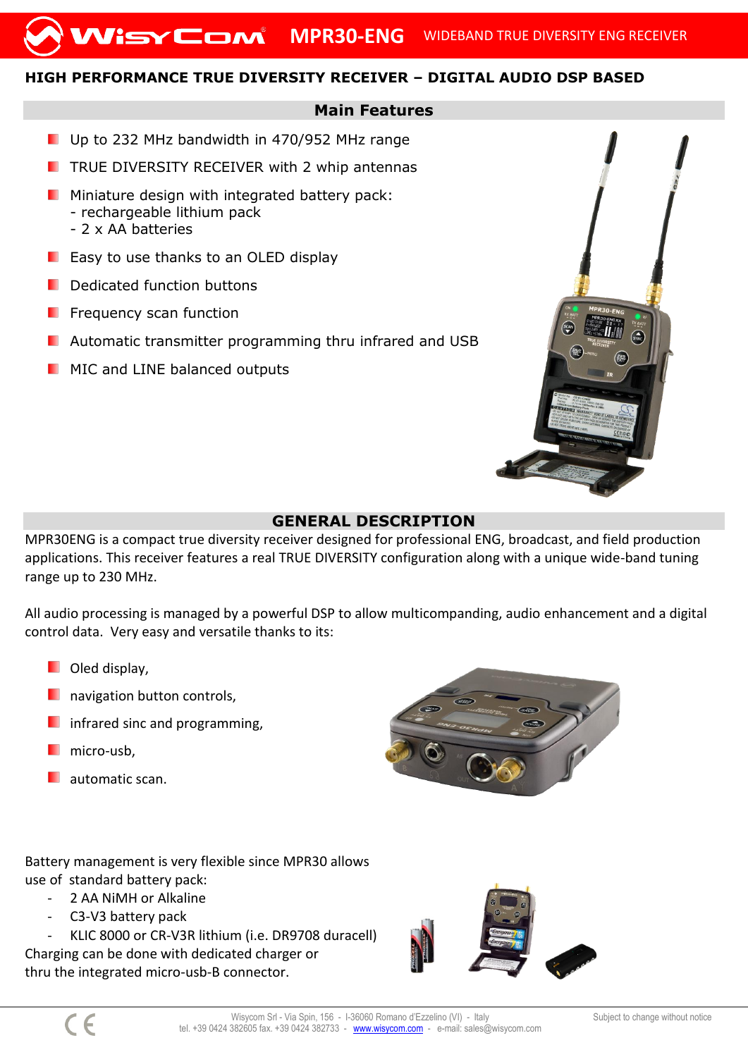# MPR30-ENG WIDEBAND TRUE DIVERSITY ENG RECEIVER

## HIGH PERFORMANCE TRUE DIVERSITY RECEIVER – DIGITAL AUDIO DSP BASED

### Main Features

- Up to 232 MHz bandwidth in 470/952 MHz range
- TRUE DIVERSITY RECEIVER with 2 whip antennas
- Miniature design with integrated battery pack:
  - rechargeable lithium pack
  - 2 x AA batteries
- Easy to use thanks to an OLED display
- Dedicated function buttons
- Frequency scan function
- Automatic transmitter programming thru infrared and USB
- MIC and LINE balanced outputs

### GENERAL DESCRIPTION

MPR30ENG is a compact true diversity receiver designed for professional ENG, broadcast, and field production applications. This receiver features a real TRUE DIVERSITY configuration along with a unique wide-band tuning range up to 230 MHz.

All audio processing is managed by a powerful DSP to allow multicompanding, audio enhancement and a digital control data. Very easy and versatile thanks to its:

- Oled display,
- navigation button controls,
- infrared sinc and programming,
- micro-usb,
- automatic scan.

Battery management is very flexible since MPR30 allows use of standard battery pack:

- 2 AA NiMH or Alkaline
- C3-V3 battery pack
- KLIC 8000 or CR-V3R lithium (i.e. DR9708 duracell)

Charging can be done with dedicated charger or thru the integrated micro-usb-B connector.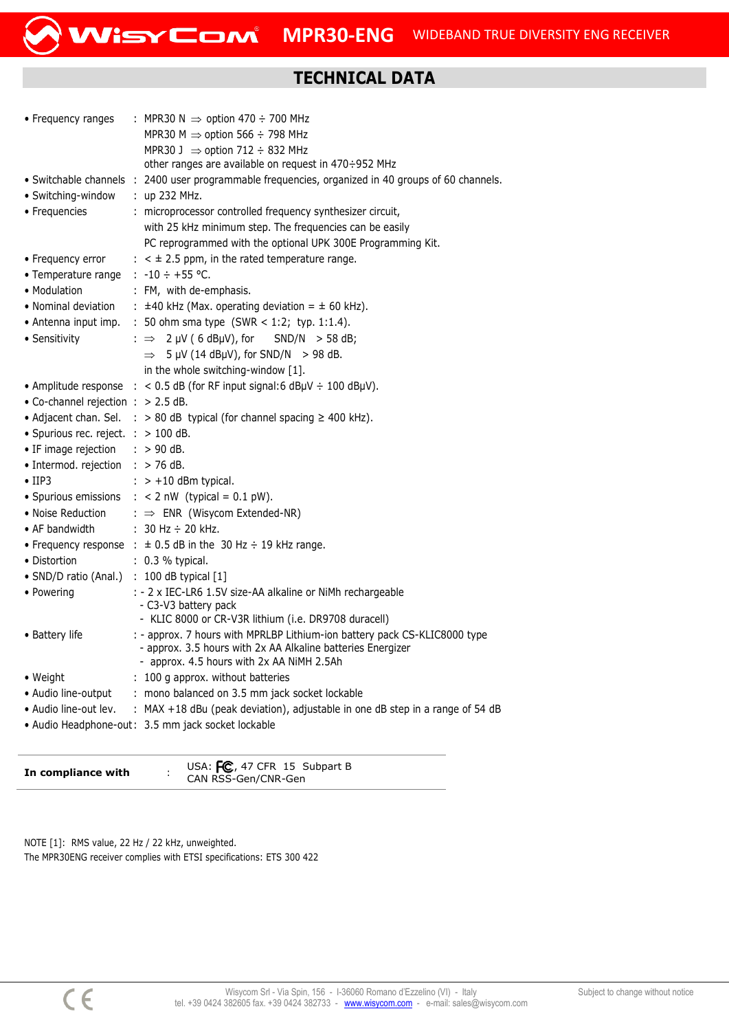# TECHNICAL DATA

- Frequency ranges : MPR30 N ⇒ option 470 ÷ 700 MHz
  MPR30 M ⇒ option 566 ÷ 798 MHz
  MPR30 J ⇒ option 712 ÷ 832 MHz
  other ranges are available on request in 470÷952 MHz
- Switchable channels : 2400 user programmable frequencies, organized in 40 groups of 60 channels.
- Switching-window : up 232 MHz.
- Frequencies : microprocessor controlled frequency synthesizer circuit, with 25 kHz minimum step. The frequencies can be easily PC reprogrammed with the optional UPK 300E Programming Kit.
- Frequency error : < ± 2.5 ppm, in the rated temperature range.
- Temperature range : -10 ÷ +55 °C.
- Modulation : FM, with de-emphasis.
- Nominal deviation : ±40 kHz (Max. operating deviation = ± 60 kHz).
- Antenna input imp. : 50 ohm sma type (SWR < 1:2; typ. 1:1.4).
- Sensitivity : ⇒ 2 µV ( 6 dBµV), for SND/N > 58 dB;
  ⇒ 5 µV (14 dBµV), for SND/N > 98 dB.
  in the whole switching-window [1].
- Amplitude response : < 0.5 dB (for RF input signal:6 dBµV ÷ 100 dBµV).
- Co-channel rejection : > 2.5 dB.
- Adjacent chan. Sel. : > 80 dB typical (for channel spacing ≥ 400 kHz).
- Spurious rec. reject. : > 100 dB.
- IF image rejection : > 90 dB.
- Intermod. rejection : > 76 dB.
- IIP3 : > +10 dBm typical.
- Spurious emissions : < 2 nW (typical = 0.1 pW).
- Noise Reduction : ⇒ ENR (Wisycom Extended-NR)
- AF bandwidth : 30 Hz ÷ 20 kHz.
- Frequency response : ± 0.5 dB in the 30 Hz ÷ 19 kHz range.
- Distortion : 0.3 % typical.
- SND/D ratio (Anal.) : 100 dB typical [1]
- Powering : - 2 x IEC-LR6 1.5V size-AA alkaline or NiMh rechargeable
  - C3-V3 battery pack
  - KLIC 8000 or CR-V3R lithium (i.e. DR9708 duracell)
- Battery life : - approx. 7 hours with MPRLBP Lithium-ion battery pack CS-KLIC8000 type
  - approx. 3.5 hours with 2x AA Alkaline batteries Energizer
  - approx. 4.5 hours with 2x AA NiMH 2.5Ah
- Weight : 100 g approx. without batteries
- Audio line-output : mono balanced on 3.5 mm jack socket lockable
- Audio line-out lev. : MAX +18 dBu (peak deviation), adjustable in one dB step in a range of 54 dB
- Audio Headphone-out : 3.5 mm jack socket lockable

| **In compliance with** | : | USA: FC, 47 CFR 15 Subpart B<br>CAN RSS-Gen/CNR-Gen |
|---|---|---|

NOTE [1]: RMS value, 22 Hz / 22 kHz, unweighted.
The MPR30ENG receiver complies with ETSI specifications: ETS 300 422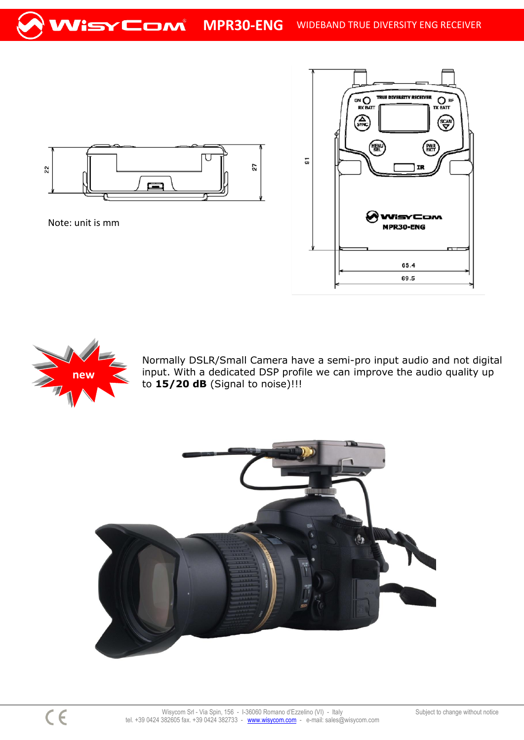Note: unit is mm

22

27

91

65.4

69.5

new

Normally DSLR/Small Camera have a semi-pro input audio and not digital input. With a dedicated DSP profile we can improve the audio quality up to **15/20 dB** (Signal to noise)!!!